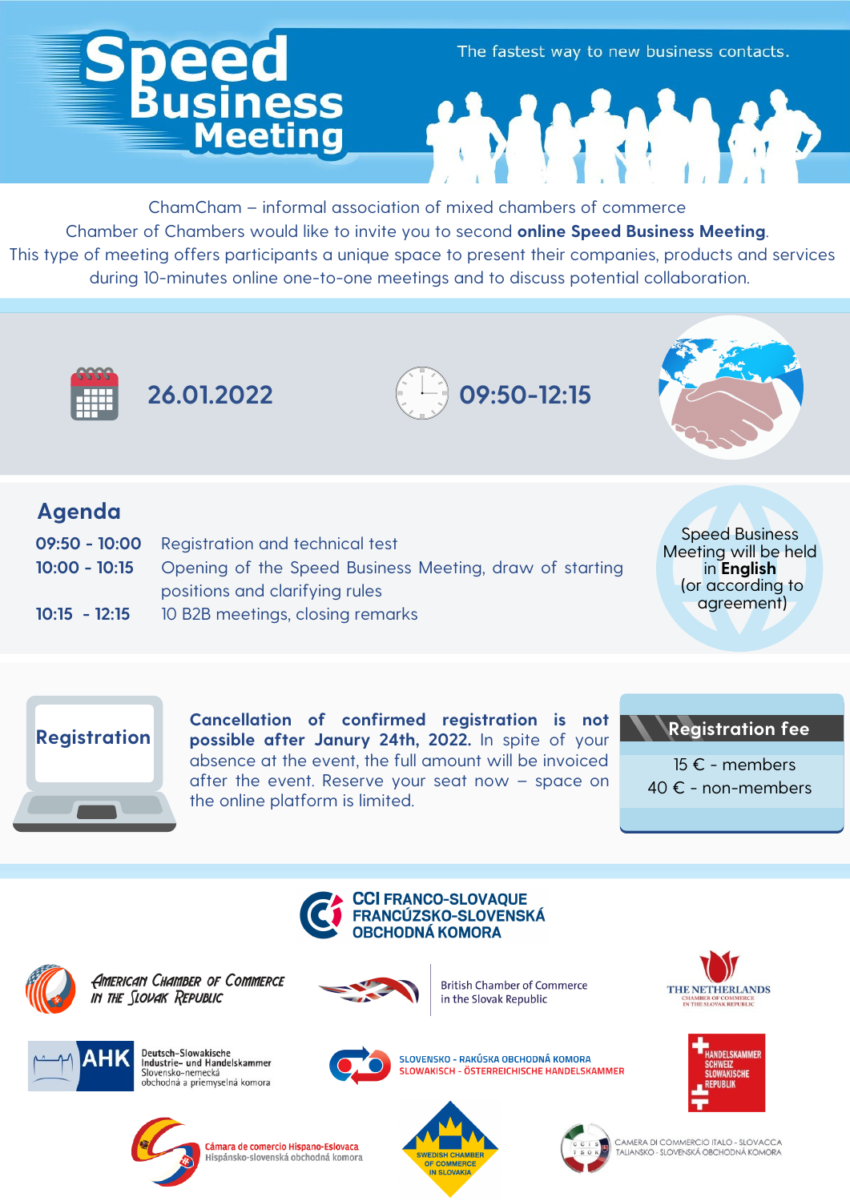# Speed Business Meeting

The fastest way to new business contacts.

ChamCham – informal association of mixed chambers of commerce
Chamber of Chambers would like to invite you to second **online Speed Business Meeting**.
This type of meeting offers participants a unique space to present their companies, products and services during 10-minutes online one-to-one meetings and to discuss potential collaboration.

**26.01.2022**

**09:50-12:15**

## Agenda

| | |
|---|---|
| **09:50 - 10:00** | Registration and technical test |
| **10:00 - 10:15** | Opening of the Speed Business Meeting, draw of starting positions and clarifying rules |
| **10:15 - 12:15** | 10 B2B meetings, closing remarks |

Speed Business Meeting will be held in **English** (or according to agreement)

## Registration

**Cancellation of confirmed registration is not possible after Janury 24th, 2022.** In spite of your absence at the event, the full amount will be invoiced after the event. Reserve your seat now – space on the online platform is limited.

### Registration fee

15 € - members
40 € - non-members

CCI FRANCO-SLOVAQUE
FRANCÚZSKO-SLOVENSKÁ OBCHODNÁ KOMORA

American Chamber of Commerce in the Slovak Republic

British Chamber of Commerce in the Slovak Republic

The Netherlands Chamber of Commerce in the Slovak Republic

AHK Deutsch-Slowakische Industrie- und Handelskammer
Slovensko-nemecká obchodná a priemyselná komora

SLOVENSKO - RAKÚSKA OBCHODNÁ KOMORA
SLOWAKISCH - ÖSTERREICHISCHE HANDELSKAMMER

HANDELSKAMMER SCHWEIZ SLOWAKISCHE REPUBLIK

Cámara de comercio Hispano-Eslovaca
Hispánsko-slovenská obchodná komora

SWEDISH CHAMBER OF COMMERCE IN SLOVAKIA

CAMERA DI COMMERCIO ITALO - SLOVACCA
TALIANSKO - SLOVENSKÁ OBCHODNÁ KOMORA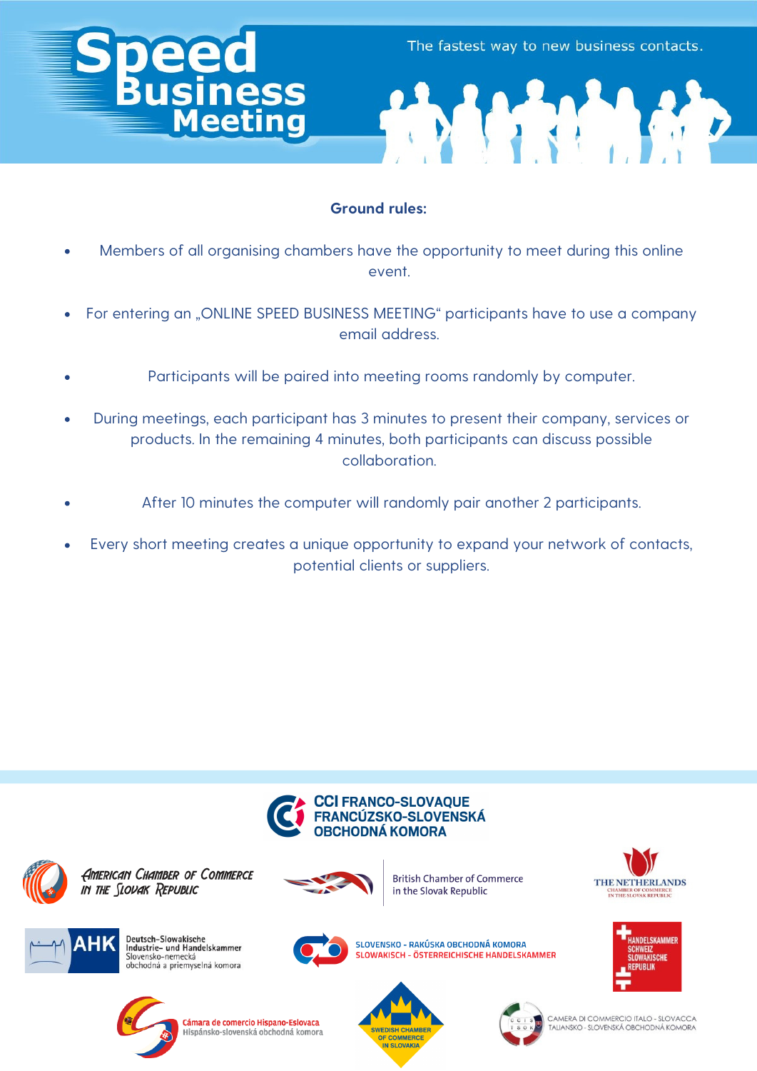# Speed Business Meeting

The fastest way to new business contacts.

**Ground rules:**

- Members of all organising chambers have the opportunity to meet during this online event.
- For entering an „ONLINE SPEED BUSINESS MEETING“ participants have to use a company email address.
- Participants will be paired into meeting rooms randomly by computer.
- During meetings, each participant has 3 minutes to present their company, services or products. In the remaining 4 minutes, both participants can discuss possible collaboration.
- After 10 minutes the computer will randomly pair another 2 participants.
- Every short meeting creates a unique opportunity to expand your network of contacts, potential clients or suppliers.

CCI FRANCO-SLOVAQUE
FRANCÚZSKO-SLOVENSKÁ OBCHODNÁ KOMORA

American Chamber of Commerce in the Slovak Republic

British Chamber of Commerce in the Slovak Republic

THE NETHERLANDS CHAMBER OF COMMERCE IN THE SLOVAK REPUBLIC

AHK Deutsch-Slowakische Industrie- und Handelskammer
Slovensko-nemecká obchodná a priemyselná komora

SLOVENSKO - RAKÚSKA OBCHODNÁ KOMORA
SLOWAKISCH - ÖSTERREICHISCHE HANDELSKAMMER

HANDELSKAMMER SCHWEIZ SLOWAKISCHE REPUBLIK

Cámara de comercio Hispano-Eslovaca
Hispánsko-slovenská obchodná komora

SWEDISH CHAMBER OF COMMERCE IN SLOVAKIA

CAMERA DI COMMERCIO ITALO - SLOVACCA
TALIANSKO - SLOVENSKÁ OBCHODNÁ KOMORA